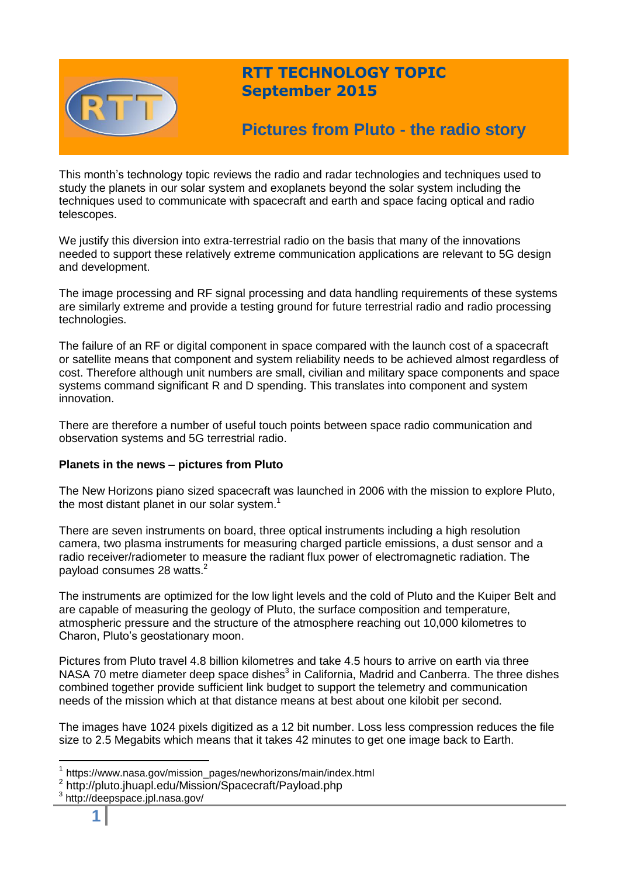# RTT TECHNOLOGY TOPIC
## September 2015

## Pictures from Pluto - the radio story

This month's technology topic reviews the radio and radar technologies and techniques used to study the planets in our solar system and exoplanets beyond the solar system including the techniques used to communicate with spacecraft and earth and space facing optical and radio telescopes.

We justify this diversion into extra-terrestrial radio on the basis that many of the innovations needed to support these relatively extreme communication applications are relevant to 5G design and development.

The image processing and RF signal processing and data handling requirements of these systems are similarly extreme and provide a testing ground for future terrestrial radio and radio processing technologies.

The failure of an RF or digital component in space compared with the launch cost of a spacecraft or satellite means that component and system reliability needs to be achieved almost regardless of cost. Therefore although unit numbers are small, civilian and military space components and space systems command significant R and D spending. This translates into component and system innovation.

There are therefore a number of useful touch points between space radio communication and observation systems and 5G terrestrial radio.

**Planets in the news – pictures from Pluto**

The New Horizons piano sized spacecraft was launched in 2006 with the mission to explore Pluto, the most distant planet in our solar system.[1]

There are seven instruments on board, three optical instruments including a high resolution camera, two plasma instruments for measuring charged particle emissions, a dust sensor and a radio receiver/radiometer to measure the radiant flux power of electromagnetic radiation. The payload consumes 28 watts.[2]

The instruments are optimized for the low light levels and the cold of Pluto and the Kuiper Belt and are capable of measuring the geology of Pluto, the surface composition and temperature, atmospheric pressure and the structure of the atmosphere reaching out 10,000 kilometres to Charon, Pluto's geostationary moon.

Pictures from Pluto travel 4.8 billion kilometres and take 4.5 hours to arrive on earth via three NASA 70 metre diameter deep space dishes[3] in California, Madrid and Canberra. The three dishes combined together provide sufficient link budget to support the telemetry and communication needs of the mission which at that distance means at best about one kilobit per second.

The images have 1024 pixels digitized as a 12 bit number. Loss less compression reduces the file size to 2.5 Megabits which means that it takes 42 minutes to get one image back to Earth.

---

[1] https://www.nasa.gov/mission_pages/newhorizons/main/index.html

[2] http://pluto.jhuapl.edu/Mission/Spacecraft/Payload.php

[3] http://deepspace.jpl.nasa.gov/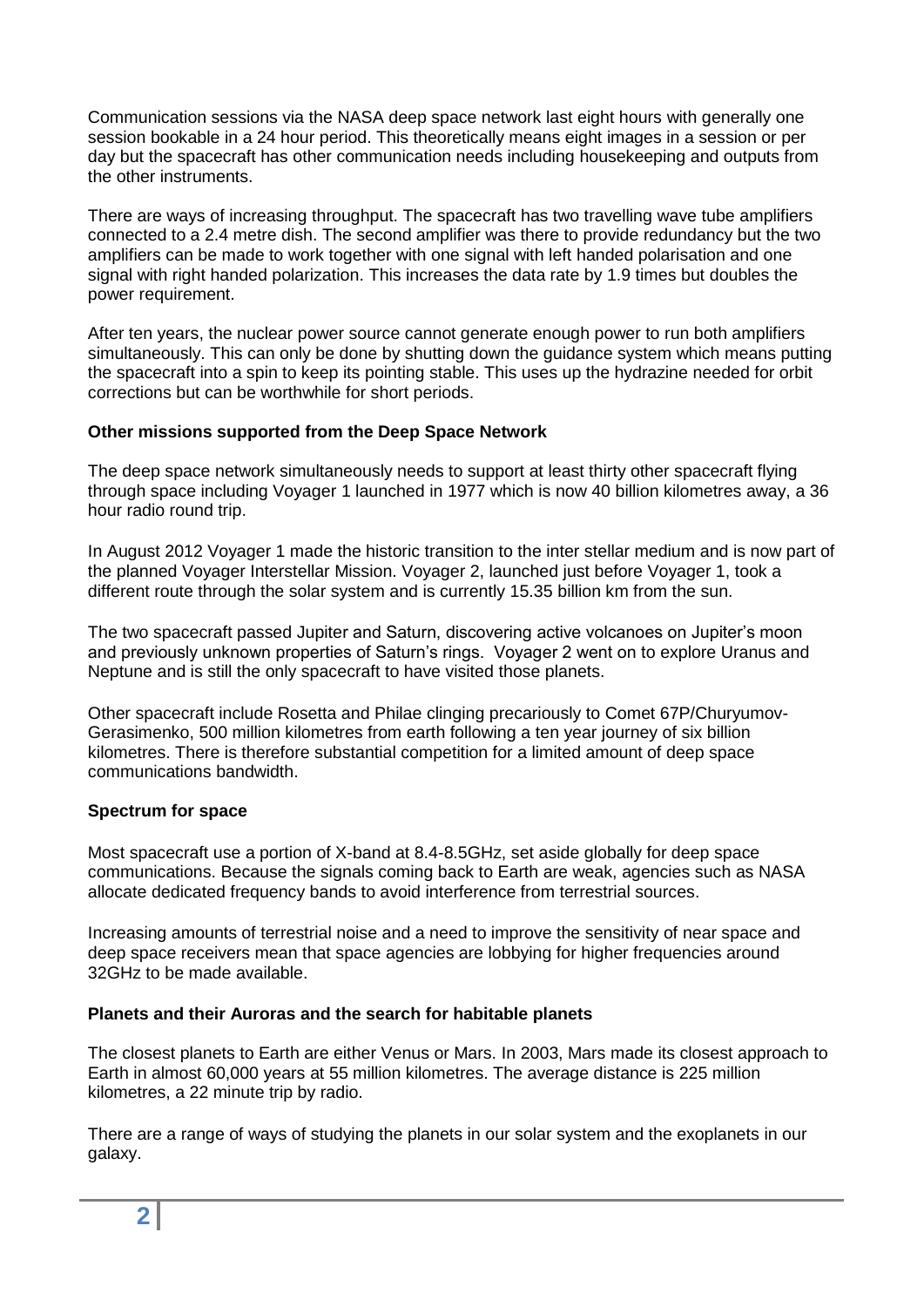Communication sessions via the NASA deep space network last eight hours with generally one session bookable in a 24 hour period. This theoretically means eight images in a session or per day but the spacecraft has other communication needs including housekeeping and outputs from the other instruments.

There are ways of increasing throughput. The spacecraft has two travelling wave tube amplifiers connected to a 2.4 metre dish. The second amplifier was there to provide redundancy but the two amplifiers can be made to work together with one signal with left handed polarisation and one signal with right handed polarization. This increases the data rate by 1.9 times but doubles the power requirement.

After ten years, the nuclear power source cannot generate enough power to run both amplifiers simultaneously. This can only be done by shutting down the guidance system which means putting the spacecraft into a spin to keep its pointing stable. This uses up the hydrazine needed for orbit corrections but can be worthwhile for short periods.

**Other missions supported from the Deep Space Network**

The deep space network simultaneously needs to support at least thirty other spacecraft flying through space including Voyager 1 launched in 1977 which is now 40 billion kilometres away, a 36 hour radio round trip.

In August 2012 Voyager 1 made the historic transition to the inter stellar medium and is now part of the planned Voyager Interstellar Mission. Voyager 2, launched just before Voyager 1, took a different route through the solar system and is currently 15.35 billion km from the sun.

The two spacecraft passed Jupiter and Saturn, discovering active volcanoes on Jupiter's moon and previously unknown properties of Saturn's rings. Voyager 2 went on to explore Uranus and Neptune and is still the only spacecraft to have visited those planets.

Other spacecraft include Rosetta and Philae clinging precariously to Comet 67P/Churyumov-Gerasimenko, 500 million kilometres from earth following a ten year journey of six billion kilometres. There is therefore substantial competition for a limited amount of deep space communications bandwidth.

**Spectrum for space**

Most spacecraft use a portion of X-band at 8.4-8.5GHz, set aside globally for deep space communications. Because the signals coming back to Earth are weak, agencies such as NASA allocate dedicated frequency bands to avoid interference from terrestrial sources.

Increasing amounts of terrestrial noise and a need to improve the sensitivity of near space and deep space receivers mean that space agencies are lobbying for higher frequencies around 32GHz to be made available.

**Planets and their Auroras and the search for habitable planets**

The closest planets to Earth are either Venus or Mars. In 2003, Mars made its closest approach to Earth in almost 60,000 years at 55 million kilometres. The average distance is 225 million kilometres, a 22 minute trip by radio.

There are a range of ways of studying the planets in our solar system and the exoplanets in our galaxy.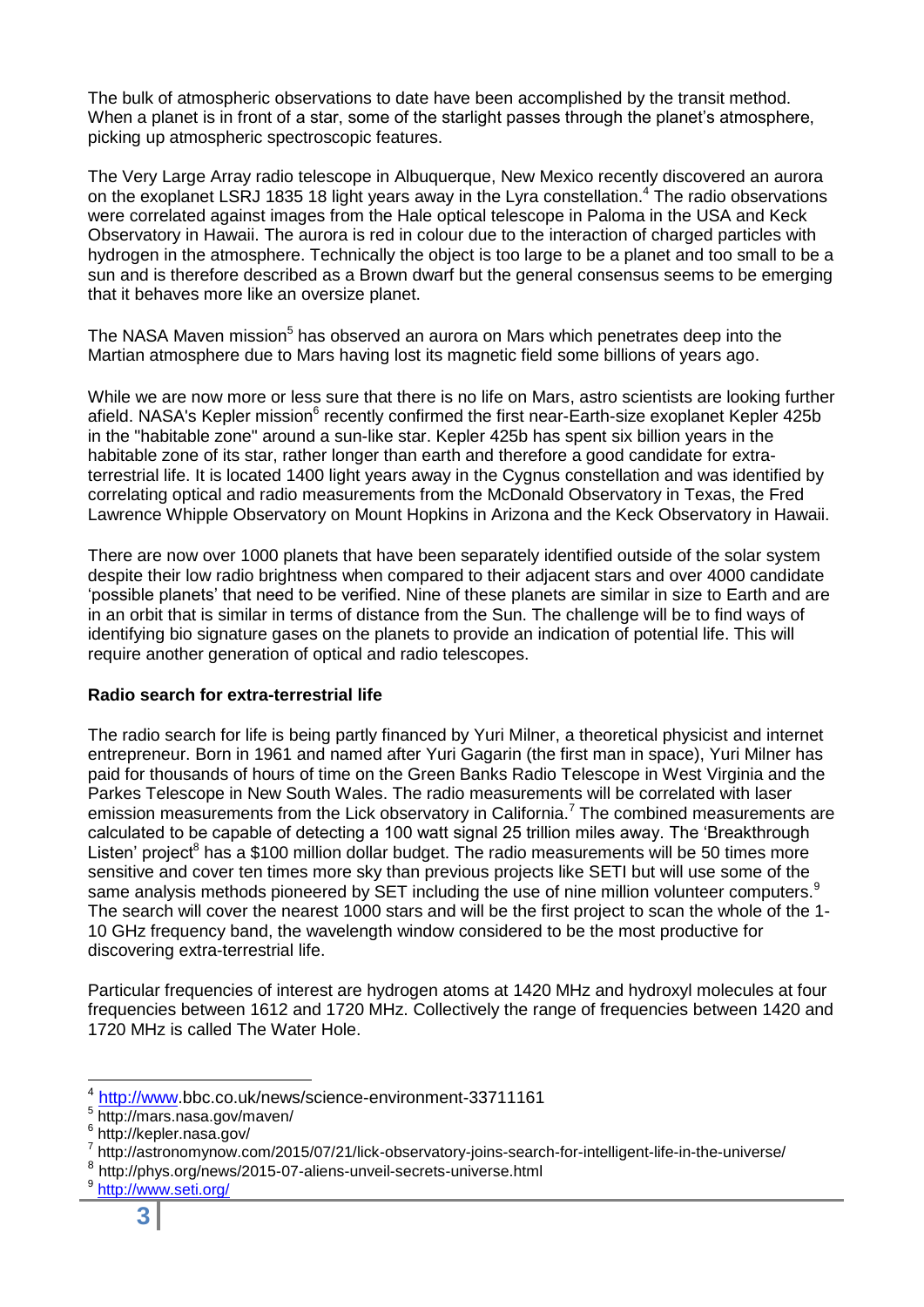The bulk of atmospheric observations to date have been accomplished by the transit method. When a planet is in front of a star, some of the starlight passes through the planet's atmosphere, picking up atmospheric spectroscopic features.

The Very Large Array radio telescope in Albuquerque, New Mexico recently discovered an aurora on the exoplanet LSRJ 1835 18 light years away in the Lyra constellation.[4] The radio observations were correlated against images from the Hale optical telescope in Paloma in the USA and Keck Observatory in Hawaii. The aurora is red in colour due to the interaction of charged particles with hydrogen in the atmosphere. Technically the object is too large to be a planet and too small to be a sun and is therefore described as a Brown dwarf but the general consensus seems to be emerging that it behaves more like an oversize planet.

The NASA Maven mission[5] has observed an aurora on Mars which penetrates deep into the Martian atmosphere due to Mars having lost its magnetic field some billions of years ago.

While we are now more or less sure that there is no life on Mars, astro scientists are looking further afield. NASA's Kepler mission[6] recently confirmed the first near-Earth-size exoplanet Kepler 425b in the "habitable zone" around a sun-like star. Kepler 425b has spent six billion years in the habitable zone of its star, rather longer than earth and therefore a good candidate for extra-terrestrial life. It is located 1400 light years away in the Cygnus constellation and was identified by correlating optical and radio measurements from the McDonald Observatory in Texas, the Fred Lawrence Whipple Observatory on Mount Hopkins in Arizona and the Keck Observatory in Hawaii.

There are now over 1000 planets that have been separately identified outside of the solar system despite their low radio brightness when compared to their adjacent stars and over 4000 candidate 'possible planets' that need to be verified. Nine of these planets are similar in size to Earth and are in an orbit that is similar in terms of distance from the Sun. The challenge will be to find ways of identifying bio signature gases on the planets to provide an indication of potential life. This will require another generation of optical and radio telescopes.

**Radio search for extra-terrestrial life**

The radio search for life is being partly financed by Yuri Milner, a theoretical physicist and internet entrepreneur. Born in 1961 and named after Yuri Gagarin (the first man in space), Yuri Milner has paid for thousands of hours of time on the Green Banks Radio Telescope in West Virginia and the Parkes Telescope in New South Wales. The radio measurements will be correlated with laser emission measurements from the Lick observatory in California.[7] The combined measurements are calculated to be capable of detecting a 100 watt signal 25 trillion miles away. The 'Breakthrough Listen' project[8] has a $100 million dollar budget. The radio measurements will be 50 times more sensitive and cover ten times more sky than previous projects like SETI but will use some of the same analysis methods pioneered by SET including the use of nine million volunteer computers.[9] The search will cover the nearest 1000 stars and will be the first project to scan the whole of the 1-10 GHz frequency band, the wavelength window considered to be the most productive for discovering extra-terrestrial life.

Particular frequencies of interest are hydrogen atoms at 1420 MHz and hydroxyl molecules at four frequencies between 1612 and 1720 MHz. Collectively the range of frequencies between 1420 and 1720 MHz is called The Water Hole.

---

[4] http://www.bbc.co.uk/news/science-environment-33711161

[5] http://mars.nasa.gov/maven/

[6] http://kepler.nasa.gov/

[7] http://astronomynow.com/2015/07/21/lick-observatory-joins-search-for-intelligent-life-in-the-universe/

[8] http://phys.org/news/2015-07-aliens-unveil-secrets-universe.html

[9] http://www.seti.org/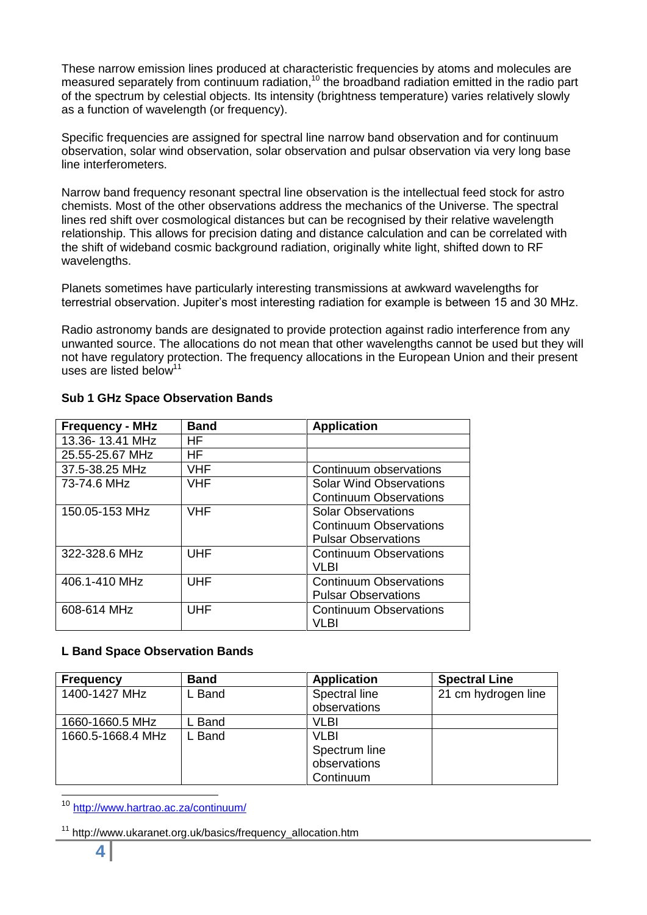These narrow emission lines produced at characteristic frequencies by atoms and molecules are measured separately from continuum radiation,[10] the broadband radiation emitted in the radio part of the spectrum by celestial objects. Its intensity (brightness temperature) varies relatively slowly as a function of wavelength (or frequency).

Specific frequencies are assigned for spectral line narrow band observation and for continuum observation, solar wind observation, solar observation and pulsar observation via very long base line interferometers.

Narrow band frequency resonant spectral line observation is the intellectual feed stock for astro chemists. Most of the other observations address the mechanics of the Universe. The spectral lines red shift over cosmological distances but can be recognised by their relative wavelength relationship. This allows for precision dating and distance calculation and can be correlated with the shift of wideband cosmic background radiation, originally white light, shifted down to RF wavelengths.

Planets sometimes have particularly interesting transmissions at awkward wavelengths for terrestrial observation. Jupiter's most interesting radiation for example is between 15 and 30 MHz.

Radio astronomy bands are designated to provide protection against radio interference from any unwanted source. The allocations do not mean that other wavelengths cannot be used but they will not have regulatory protection. The frequency allocations in the European Union and their present uses are listed below[11]

**Sub 1 GHz Space Observation Bands**

| Frequency - MHz | Band | Application |
|---|---|---|
| 13.36- 13.41 MHz | HF | |
| 25.55-25.67 MHz | HF | |
| 37.5-38.25 MHz | VHF | Continuum observations |
| 73-74.6 MHz | VHF | Solar Wind Observations<br>Continuum Observations |
| 150.05-153 MHz | VHF | Solar Observations<br>Continuum Observations<br>Pulsar Observations |
| 322-328.6 MHz | UHF | Continuum Observations<br>VLBI |
| 406.1-410 MHz | UHF | Continuum Observations<br>Pulsar Observations |
| 608-614 MHz | UHF | Continuum Observations<br>VLBI |

**L Band Space Observation Bands**

| Frequency | Band | Application | Spectral Line |
|---|---|---|---|
| 1400-1427 MHz | L Band | Spectral line observations | 21 cm hydrogen line |
| 1660-1660.5 MHz | L Band | VLBI | |
| 1660.5-1668.4 MHz | L Band | VLBI<br>Spectrum line observations<br>Continuum | |

[10] http://www.hartrao.ac.za/continuum/

[11] http://www.ukaranet.org.uk/basics/frequency_allocation.htm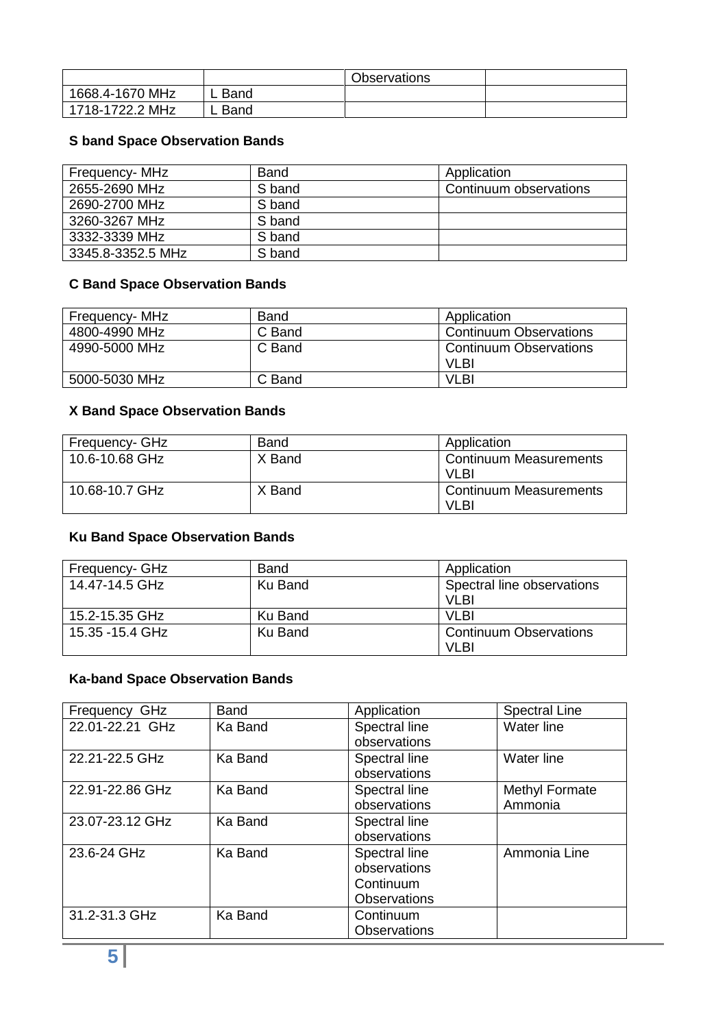| | | Observations | |
|---|---|---|---|
| 1668.4-1670 MHz | L Band | | |
| 1718-1722.2 MHz | L Band | | |

### S band Space Observation Bands

| Frequency- MHz | Band | Application |
|---|---|---|
| 2655-2690 MHz | S band | Continuum observations |
| 2690-2700 MHz | S band | |
| 3260-3267 MHz | S band | |
| 3332-3339 MHz | S band | |
| 3345.8-3352.5 MHz | S band | |

### C Band Space Observation Bands

| Frequency- MHz | Band | Application |
|---|---|---|
| 4800-4990 MHz | C Band | Continuum Observations |
| 4990-5000 MHz | C Band | Continuum Observations VLBI |
| 5000-5030 MHz | C Band | VLBI |

### X Band Space Observation Bands

| Frequency- GHz | Band | Application |
|---|---|---|
| 10.6-10.68 GHz | X Band | Continuum Measurements VLBI |
| 10.68-10.7 GHz | X Band | Continuum Measurements VLBI |

### Ku Band Space Observation Bands

| Frequency- GHz | Band | Application |
|---|---|---|
| 14.47-14.5 GHz | Ku Band | Spectral line observations VLBI |
| 15.2-15.35 GHz | Ku Band | VLBI |
| 15.35 -15.4 GHz | Ku Band | Continuum Observations VLBI |

### Ka-band Space Observation Bands

| Frequency GHz | Band | Application | Spectral Line |
|---|---|---|---|
| 22.01-22.21 GHz | Ka Band | Spectral line observations | Water line |
| 22.21-22.5 GHz | Ka Band | Spectral line observations | Water line |
| 22.91-22.86 GHz | Ka Band | Spectral line observations | Methyl Formate Ammonia |
| 23.07-23.12 GHz | Ka Band | Spectral line observations | |
| 23.6-24 GHz | Ka Band | Spectral line observations Continuum Observations | Ammonia Line |
| 31.2-31.3 GHz | Ka Band | Continuum Observations | |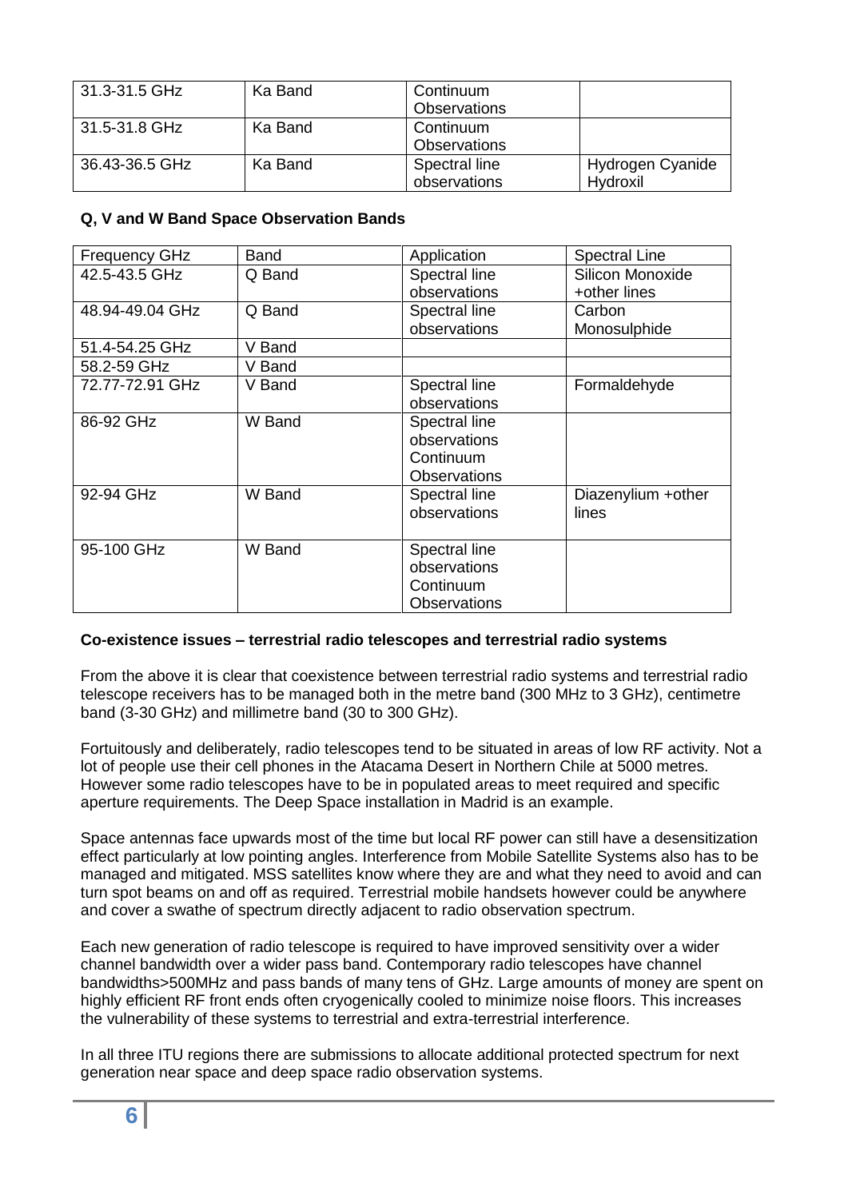| | | | |
|---|---|---|---|
| 31.3-31.5 GHz | Ka Band | Continuum Observations | |
| 31.5-31.8 GHz | Ka Band | Continuum Observations | |
| 36.43-36.5 GHz | Ka Band | Spectral line observations | Hydrogen Cyanide Hydroxil |

**Q, V and W Band Space Observation Bands**

| Frequency GHz | Band | Application | Spectral Line |
|---|---|---|---|
| 42.5-43.5 GHz | Q Band | Spectral line observations | Silicon Monoxide +other lines |
| 48.94-49.04 GHz | Q Band | Spectral line observations | Carbon Monosulphide |
| 51.4-54.25 GHz | V Band | | |
| 58.2-59 GHz | V Band | | |
| 72.77-72.91 GHz | V Band | Spectral line observations | Formaldehyde |
| 86-92 GHz | W Band | Spectral line observations Continuum Observations | |
| 92-94 GHz | W Band | Spectral line observations | Diazenylium +other lines |
| 95-100 GHz | W Band | Spectral line observations Continuum Observations | |

**Co-existence issues – terrestrial radio telescopes and terrestrial radio systems**

From the above it is clear that coexistence between terrestrial radio systems and terrestrial radio telescope receivers has to be managed both in the metre band (300 MHz to 3 GHz), centimetre band (3-30 GHz) and millimetre band (30 to 300 GHz).

Fortuitously and deliberately, radio telescopes tend to be situated in areas of low RF activity. Not a lot of people use their cell phones in the Atacama Desert in Northern Chile at 5000 metres. However some radio telescopes have to be in populated areas to meet required and specific aperture requirements. The Deep Space installation in Madrid is an example.

Space antennas face upwards most of the time but local RF power can still have a desensitization effect particularly at low pointing angles. Interference from Mobile Satellite Systems also has to be managed and mitigated. MSS satellites know where they are and what they need to avoid and can turn spot beams on and off as required. Terrestrial mobile handsets however could be anywhere and cover a swathe of spectrum directly adjacent to radio observation spectrum.

Each new generation of radio telescope is required to have improved sensitivity over a wider channel bandwidth over a wider pass band. Contemporary radio telescopes have channel bandwidths>500MHz and pass bands of many tens of GHz. Large amounts of money are spent on highly efficient RF front ends often cryogenically cooled to minimize noise floors. This increases the vulnerability of these systems to terrestrial and extra-terrestrial interference.

In all three ITU regions there are submissions to allocate additional protected spectrum for next generation near space and deep space radio observation systems.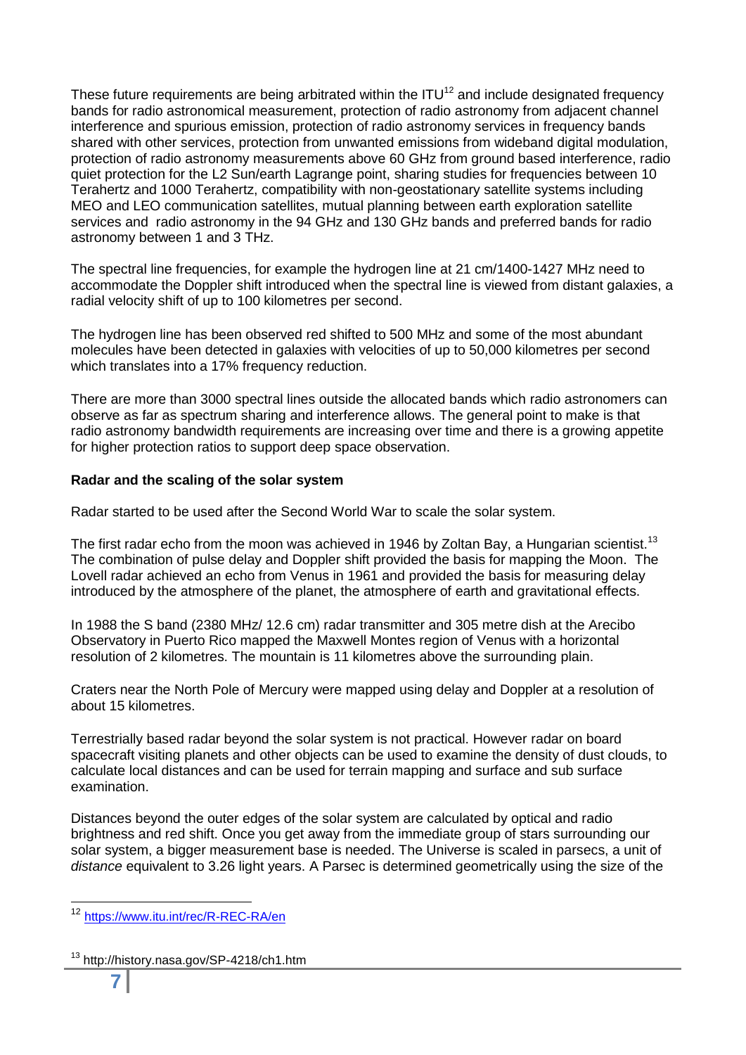These future requirements are being arbitrated within the ITU[12] and include designated frequency bands for radio astronomical measurement, protection of radio astronomy from adjacent channel interference and spurious emission, protection of radio astronomy services in frequency bands shared with other services, protection from unwanted emissions from wideband digital modulation, protection of radio astronomy measurements above 60 GHz from ground based interference, radio quiet protection for the L2 Sun/earth Lagrange point, sharing studies for frequencies between 10 Terahertz and 1000 Terahertz, compatibility with non-geostationary satellite systems including MEO and LEO communication satellites, mutual planning between earth exploration satellite services and radio astronomy in the 94 GHz and 130 GHz bands and preferred bands for radio astronomy between 1 and 3 THz.

The spectral line frequencies, for example the hydrogen line at 21 cm/1400-1427 MHz need to accommodate the Doppler shift introduced when the spectral line is viewed from distant galaxies, a radial velocity shift of up to 100 kilometres per second.

The hydrogen line has been observed red shifted to 500 MHz and some of the most abundant molecules have been detected in galaxies with velocities of up to 50,000 kilometres per second which translates into a 17% frequency reduction.

There are more than 3000 spectral lines outside the allocated bands which radio astronomers can observe as far as spectrum sharing and interference allows. The general point to make is that radio astronomy bandwidth requirements are increasing over time and there is a growing appetite for higher protection ratios to support deep space observation.

**Radar and the scaling of the solar system**

Radar started to be used after the Second World War to scale the solar system.

The first radar echo from the moon was achieved in 1946 by Zoltan Bay, a Hungarian scientist.[13] The combination of pulse delay and Doppler shift provided the basis for mapping the Moon. The Lovell radar achieved an echo from Venus in 1961 and provided the basis for measuring delay introduced by the atmosphere of the planet, the atmosphere of earth and gravitational effects.

In 1988 the S band (2380 MHz/ 12.6 cm) radar transmitter and 305 metre dish at the Arecibo Observatory in Puerto Rico mapped the Maxwell Montes region of Venus with a horizontal resolution of 2 kilometres. The mountain is 11 kilometres above the surrounding plain.

Craters near the North Pole of Mercury were mapped using delay and Doppler at a resolution of about 15 kilometres.

Terrestrially based radar beyond the solar system is not practical. However radar on board spacecraft visiting planets and other objects can be used to examine the density of dust clouds, to calculate local distances and can be used for terrain mapping and surface and sub surface examination.

Distances beyond the outer edges of the solar system are calculated by optical and radio brightness and red shift. Once you get away from the immediate group of stars surrounding our solar system, a bigger measurement base is needed. The Universe is scaled in parsecs, a unit of *distance* equivalent to 3.26 light years. A Parsec is determined geometrically using the size of the

---

[12] https://www.itu.int/rec/R-REC-RA/en

[13] http://history.nasa.gov/SP-4218/ch1.htm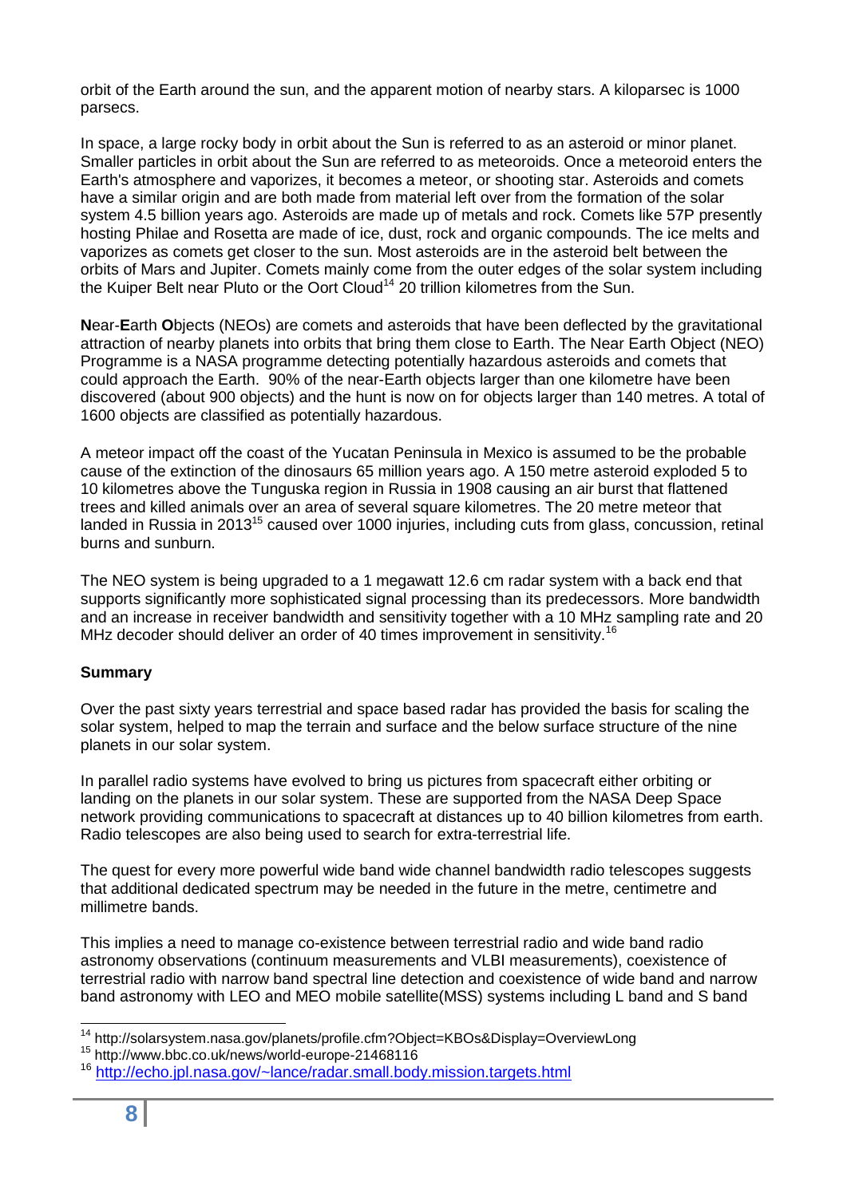orbit of the Earth around the sun, and the apparent motion of nearby stars. A kiloparsec is 1000 parsecs.

In space, a large rocky body in orbit about the Sun is referred to as an asteroid or minor planet. Smaller particles in orbit about the Sun are referred to as meteoroids. Once a meteoroid enters the Earth's atmosphere and vaporizes, it becomes a meteor, or shooting star. Asteroids and comets have a similar origin and are both made from material left over from the formation of the solar system 4.5 billion years ago. Asteroids are made up of metals and rock. Comets like 57P presently hosting Philae and Rosetta are made of ice, dust, rock and organic compounds. The ice melts and vaporizes as comets get closer to the sun. Most asteroids are in the asteroid belt between the orbits of Mars and Jupiter. Comets mainly come from the outer edges of the solar system including the Kuiper Belt near Pluto or the Oort Cloud[14] 20 trillion kilometres from the Sun.

**N**ear-**E**arth **O**bjects (NEOs) are comets and asteroids that have been deflected by the gravitational attraction of nearby planets into orbits that bring them close to Earth. The Near Earth Object (NEO) Programme is a NASA programme detecting potentially hazardous asteroids and comets that could approach the Earth. 90% of the near-Earth objects larger than one kilometre have been discovered (about 900 objects) and the hunt is now on for objects larger than 140 metres. A total of 1600 objects are classified as potentially hazardous.

A meteor impact off the coast of the Yucatan Peninsula in Mexico is assumed to be the probable cause of the extinction of the dinosaurs 65 million years ago. A 150 metre asteroid exploded 5 to 10 kilometres above the Tunguska region in Russia in 1908 causing an air burst that flattened trees and killed animals over an area of several square kilometres. The 20 metre meteor that landed in Russia in 2013[15] caused over 1000 injuries, including cuts from glass, concussion, retinal burns and sunburn.

The NEO system is being upgraded to a 1 megawatt 12.6 cm radar system with a back end that supports significantly more sophisticated signal processing than its predecessors. More bandwidth and an increase in receiver bandwidth and sensitivity together with a 10 MHz sampling rate and 20 MHz decoder should deliver an order of 40 times improvement in sensitivity.[16]

**Summary**

Over the past sixty years terrestrial and space based radar has provided the basis for scaling the solar system, helped to map the terrain and surface and the below surface structure of the nine planets in our solar system.

In parallel radio systems have evolved to bring us pictures from spacecraft either orbiting or landing on the planets in our solar system. These are supported from the NASA Deep Space network providing communications to spacecraft at distances up to 40 billion kilometres from earth. Radio telescopes are also being used to search for extra-terrestrial life.

The quest for every more powerful wide band wide channel bandwidth radio telescopes suggests that additional dedicated spectrum may be needed in the future in the metre, centimetre and millimetre bands.

This implies a need to manage co-existence between terrestrial radio and wide band radio astronomy observations (continuum measurements and VLBI measurements), coexistence of terrestrial radio with narrow band spectral line detection and coexistence of wide band and narrow band astronomy with LEO and MEO mobile satellite(MSS) systems including L band and S band

---

[14] http://solarsystem.nasa.gov/planets/profile.cfm?Object=KBOs&Display=OverviewLong

[15] http://www.bbc.co.uk/news/world-europe-21468116

[16] http://echo.jpl.nasa.gov/~lance/radar.small.body.mission.targets.html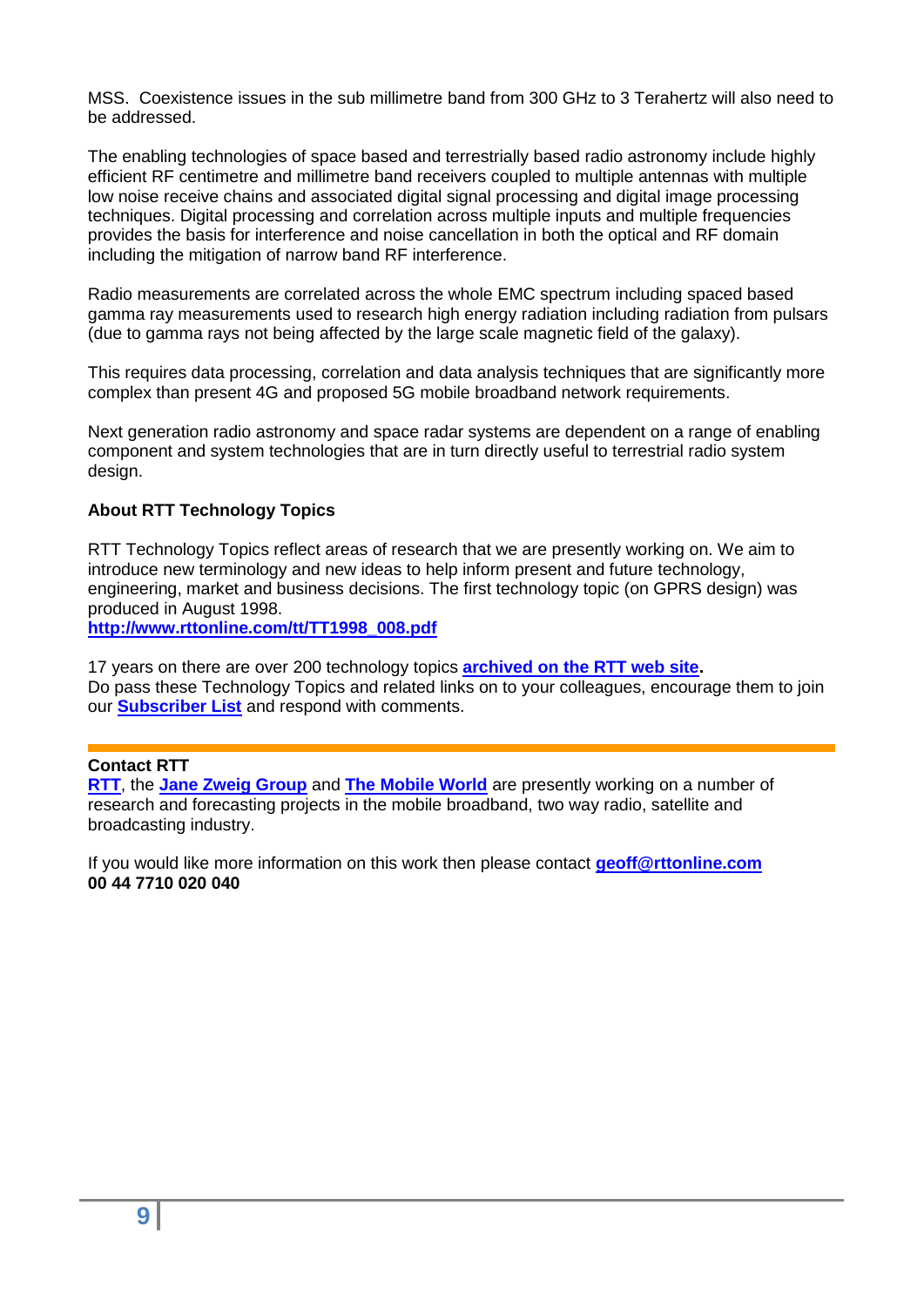MSS. Coexistence issues in the sub millimetre band from 300 GHz to 3 Terahertz will also need to be addressed.

The enabling technologies of space based and terrestrially based radio astronomy include highly efficient RF centimetre and millimetre band receivers coupled to multiple antennas with multiple low noise receive chains and associated digital signal processing and digital image processing techniques. Digital processing and correlation across multiple inputs and multiple frequencies provides the basis for interference and noise cancellation in both the optical and RF domain including the mitigation of narrow band RF interference.

Radio measurements are correlated across the whole EMC spectrum including spaced based gamma ray measurements used to research high energy radiation including radiation from pulsars (due to gamma rays not being affected by the large scale magnetic field of the galaxy).

This requires data processing, correlation and data analysis techniques that are significantly more complex than present 4G and proposed 5G mobile broadband network requirements.

Next generation radio astronomy and space radar systems are dependent on a range of enabling component and system technologies that are in turn directly useful to terrestrial radio system design.

**About RTT Technology Topics**

RTT Technology Topics reflect areas of research that we are presently working on. We aim to introduce new terminology and new ideas to help inform present and future technology, engineering, market and business decisions. The first technology topic (on GPRS design) was produced in August 1998.
**http://www.rttonline.com/tt/TT1998_008.pdf**

17 years on there are over 200 technology topics **archived on the RTT web site.**
Do pass these Technology Topics and related links on to your colleagues, encourage them to join our **Subscriber List** and respond with comments.

**Contact RTT**
**RTT**, the **Jane Zweig Group** and **The Mobile World** are presently working on a number of research and forecasting projects in the mobile broadband, two way radio, satellite and broadcasting industry.

If you would like more information on this work then please contact **geoff@rttonline.com**
**00 44 7710 020 040**